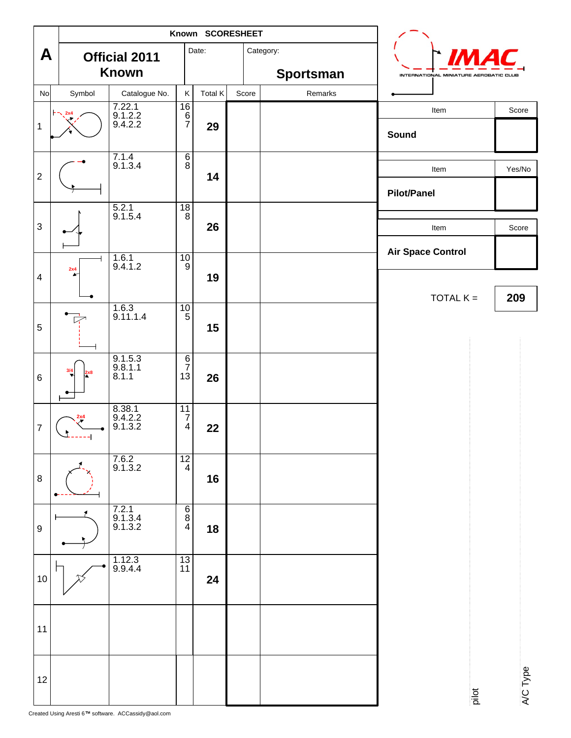# A

**Known SCORESHEET**

## Official 2011 Known

Date:

Category: **Sportsman**

IMAC — INTERNATIONAL MINIATURE AEROBATIC CLUB

| No | Symbol | Catalogue No. | K | Total K | Score | Remarks |
|---|---|---|---|---|---|---|
| 1 | 2x4 | 7.22.1<br>9.1.2.2<br>9.4.2.2 | 16<br>6<br>7 | **29** | | |
| 2 | | 7.1.4<br>9.1.3.4 | 6<br>8 | **14** | | |
| 3 | | 5.2.1<br>9.1.5.4 | 18<br>8 | **26** | | |
| 4 | 2x4 | 1.6.1<br>9.4.1.2 | 10<br>9 | **19** | | |
| 5 | | 1.6.3<br>9.11.1.4 | 10<br>5 | **15** | | |
| 6 | 3/4, 2x8 | 9.1.5.3<br>9.8.1.1<br>8.1.1 | 6<br>7<br>13 | **26** | | |
| 7 | 2x4 | 8.38.1<br>9.4.2.2<br>9.1.3.2 | 11<br>7<br>4 | **22** | | |
| 8 | | 7.6.2<br>9.1.3.2 | 12<br>4 | **16** | | |
| 9 | | 7.2.1<br>9.1.3.4<br>9.1.3.2 | 6<br>8<br>4 | **18** | | |
| 10 | | 1.12.3<br>9.9.4.4 | 13<br>11 | **24** | | |
| 11 | | | | | | |
| 12 | | | | | | |

| Item | Score |
|---|---|
| **Sound** | |

| Item | Yes/No |
|---|---|
| **Pilot/Panel** | |

| Item | Score |
|---|---|
| **Air Space Control** | |

TOTAL K = **209**

pilot

A/C Type

Created Using Aresti 6™ software. ACCassidy@aol.com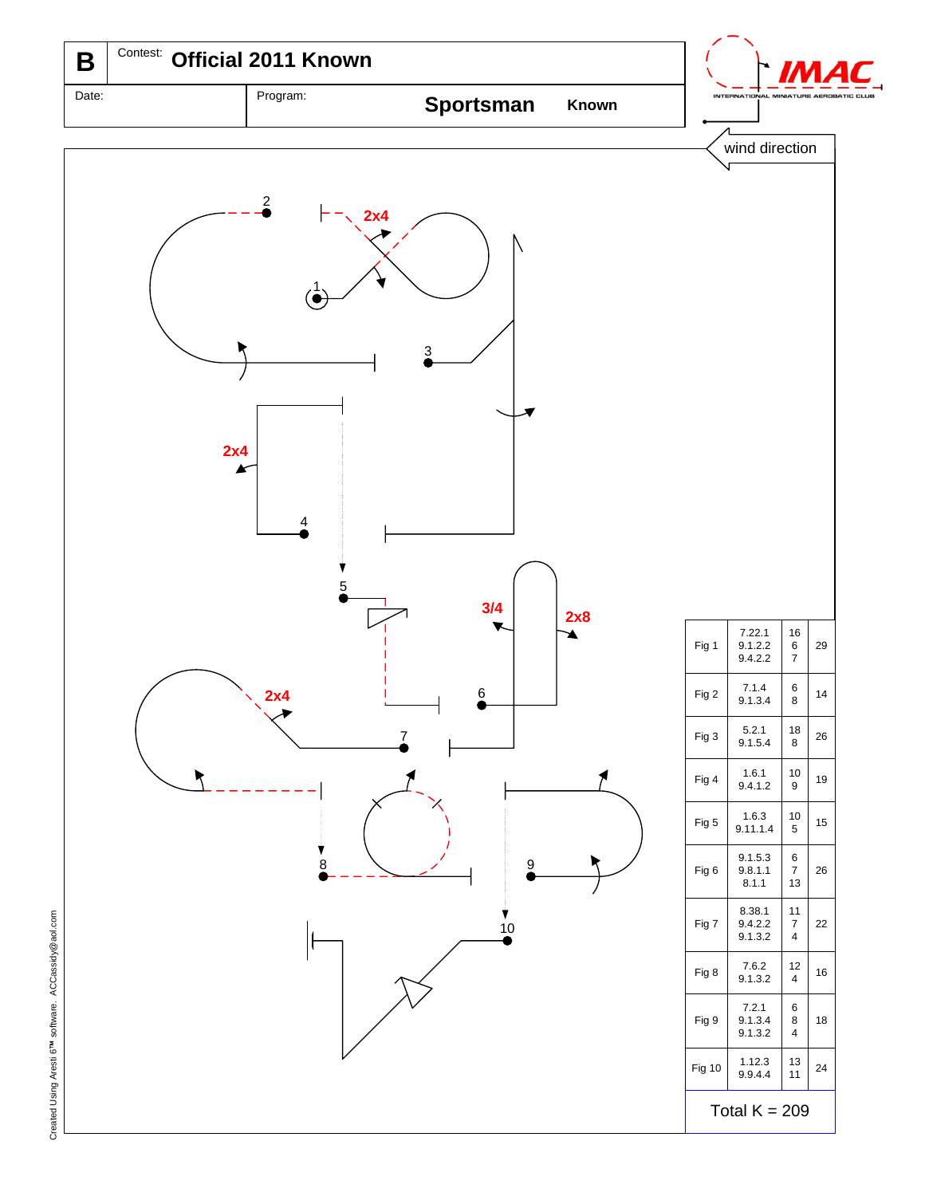| B | Contest: **Official 2011 Known** |
|---|---|
| Date: | Program: **Sportsman** **Known** |

IMAC
INTERNATIONAL MINIATURE AEROBATIC CLUB

wind direction

2x4

2x4

3/4

2x8

2x4

| Fig | Catalog | K | Total |
|---|---|---|---|
| Fig 1 | 7.22.1<br>9.1.2.2<br>9.4.2.2 | 16<br>6<br>7 | 29 |
| Fig 2 | 7.1.4<br>9.1.3.4 | 6<br>8 | 14 |
| Fig 3 | 5.2.1<br>9.1.5.4 | 18<br>8 | 26 |
| Fig 4 | 1.6.1<br>9.4.1.2 | 10<br>9 | 19 |
| Fig 5 | 1.6.3<br>9.11.1.4 | 10<br>5 | 15 |
| Fig 6 | 9.1.5.3<br>9.8.1.1<br>8.1.1 | 6<br>7<br>13 | 26 |
| Fig 7 | 8.38.1<br>9.4.2.2<br>9.1.3.2 | 11<br>7<br>4 | 22 |
| Fig 8 | 7.6.2<br>9.1.3.2 | 12<br>4 | 16 |
| Fig 9 | 7.2.1<br>9.1.3.4<br>9.1.3.2 | 6<br>8<br>4 | 18 |
| Fig 10 | 1.12.3<br>9.9.4.4 | 13<br>11 | 24 |

Total K = 209

Created Using Aresti 6™ software. ACCassidy@aol.com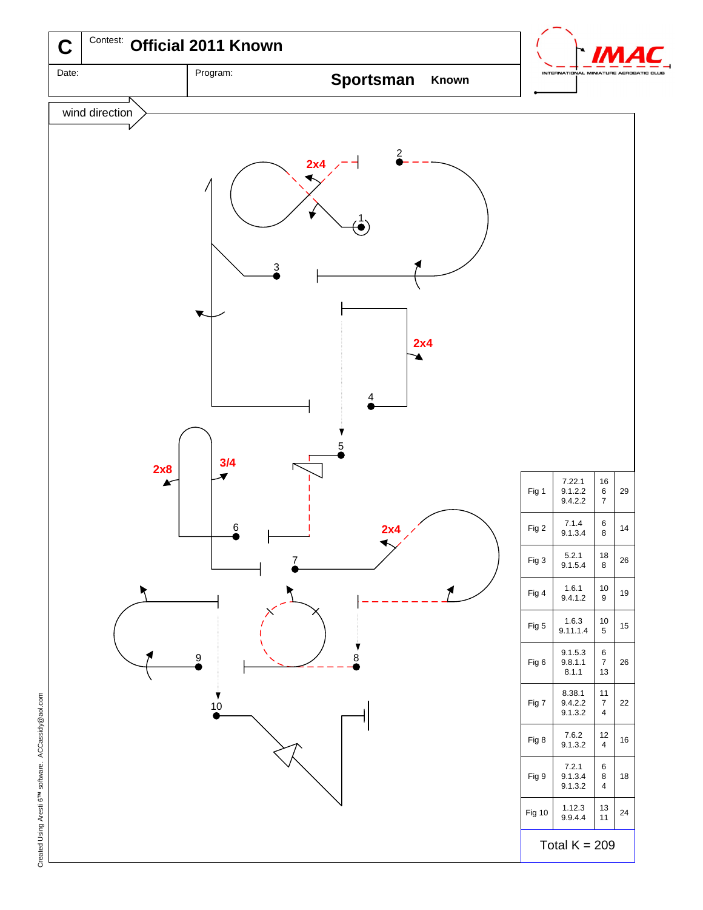# C Contest: Official 2011 Known

| | |
|---|---|
| Date: | Program: **Sportsman** Known |

INTERNATIONAL MINIATURE AEROBATIC CLUB

wind direction

2x4

2

1

3

2x4

4

5

2x8

3/4

6

2x4

7

9

8

10

| | | | |
|---|---|---|---|
| Fig 1 | 7.22.1<br>9.1.2.2<br>9.4.2.2 | 16<br>6<br>7 | 29 |
| Fig 2 | 7.1.4<br>9.1.3.4 | 6<br>8 | 14 |
| Fig 3 | 5.2.1<br>9.1.5.4 | 18<br>8 | 26 |
| Fig 4 | 1.6.1<br>9.4.1.2 | 10<br>9 | 19 |
| Fig 5 | 1.6.3<br>9.11.1.4 | 10<br>5 | 15 |
| Fig 6 | 9.1.5.3<br>9.8.1.1<br>8.1.1 | 6<br>7<br>13 | 26 |
| Fig 7 | 8.38.1<br>9.4.2.2<br>9.1.3.2 | 11<br>7<br>4 | 22 |
| Fig 8 | 7.6.2<br>9.1.3.2 | 12<br>4 | 16 |
| Fig 9 | 7.2.1<br>9.1.3.4<br>9.1.3.2 | 6<br>8<br>4 | 18 |
| Fig 10 | 1.12.3<br>9.9.4.4 | 13<br>11 | 24 |

Total K = 209

Created Using Aresti 6™ software. ACCassidy@aol.com